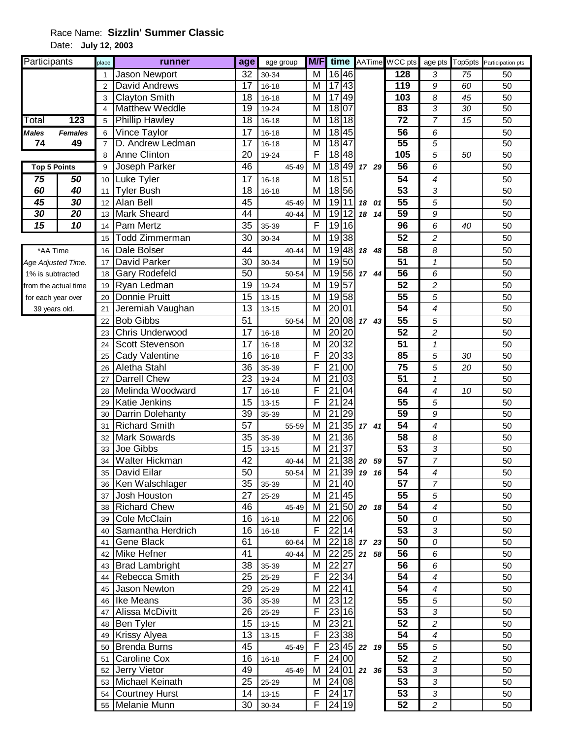Race Name: **Sizzlin' Summer Classic**

Date: **July 12, 2003**

| Participants | |
|---|---|
| Total | 123 |
| *Males* | *Females* |
| 74 | 49 |

| Top 5 Points | |
|---|---|
| 75 | 50 |
| 60 | 40 |
| 45 | 30 |
| 30 | 20 |
| 15 | 10 |

*AA Time
*Age Adjusted Time.*
1% is subtracted from the actual time for each year over 39 years old.

| place | runner | age | age group | M/F | time | | AATime | | WCC pts | age pts | Top5pts | Participation pts |
|---|---|---|---|---|---|---|---|---|---|---|---|---|
| 1 | Jason Newport | 32 | 30-34 | M | 16 | 46 | | | 128 | 3 | 75 | 50 |
| 2 | David Andrews | 17 | 16-18 | M | 17 | 43 | | | 119 | 9 | 60 | 50 |
| 3 | Clayton Smith | 18 | 16-18 | M | 17 | 49 | | | 103 | 8 | 45 | 50 |
| 4 | Matthew Weddle | 19 | 19-24 | M | 18 | 07 | | | 83 | 3 | 30 | 50 |
| 5 | Phillip Hawley | 18 | 16-18 | M | 18 | 18 | | | 72 | 7 | 15 | 50 |
| 6 | Vince Taylor | 17 | 16-18 | M | 18 | 45 | | | 56 | 6 | | 50 |
| 7 | D. Andrew Ledman | 17 | 16-18 | M | 18 | 47 | | | 55 | 5 | | 50 |
| 8 | Anne Clinton | 20 | 19-24 | F | 18 | 48 | | | 105 | 5 | 50 | 50 |
| 9 | Joseph Parker | 46 | 45-49 | M | 18 | 49 | 17 | 29 | 56 | 6 | | 50 |
| 10 | Luke Tyler | 17 | 16-18 | M | 18 | 51 | | | 54 | 4 | | 50 |
| 11 | Tyler Bush | 18 | 16-18 | M | 18 | 56 | | | 53 | 3 | | 50 |
| 12 | Alan Bell | 45 | 45-49 | M | 19 | 11 | 18 | 01 | 55 | 5 | | 50 |
| 13 | Mark Sheard | 44 | 40-44 | M | 19 | 12 | 18 | 14 | 59 | 9 | | 50 |
| 14 | Pam Mertz | 35 | 35-39 | F | 19 | 16 | | | 96 | 6 | 40 | 50 |
| 15 | Todd Zimmerman | 30 | 30-34 | M | 19 | 38 | | | 52 | 2 | | 50 |
| 16 | Dale Bolser | 44 | 40-44 | M | 19 | 48 | 18 | 48 | 58 | 8 | | 50 |
| 17 | David Parker | 30 | 30-34 | M | 19 | 50 | | | 51 | 1 | | 50 |
| 18 | Gary Rodefeld | 50 | 50-54 | M | 19 | 56 | 17 | 44 | 56 | 6 | | 50 |
| 19 | Ryan Ledman | 19 | 19-24 | M | 19 | 57 | | | 52 | 2 | | 50 |
| 20 | Donnie Pruitt | 15 | 13-15 | M | 19 | 58 | | | 55 | 5 | | 50 |
| 21 | Jeremiah Vaughan | 13 | 13-15 | M | 20 | 01 | | | 54 | 4 | | 50 |
| 22 | Bob Gibbs | 51 | 50-54 | M | 20 | 08 | 17 | 43 | 55 | 5 | | 50 |
| 23 | Chris Underwood | 17 | 16-18 | M | 20 | 20 | | | 52 | 2 | | 50 |
| 24 | Scott Stevenson | 17 | 16-18 | M | 20 | 32 | | | 51 | 1 | | 50 |
| 25 | Cady Valentine | 16 | 16-18 | F | 20 | 33 | | | 85 | 5 | 30 | 50 |
| 26 | Aletha Stahl | 36 | 35-39 | F | 21 | 00 | | | 75 | 5 | 20 | 50 |
| 27 | Darrell Chew | 23 | 19-24 | M | 21 | 03 | | | 51 | 1 | | 50 |
| 28 | Melinda Woodward | 17 | 16-18 | F | 21 | 04 | | | 64 | 4 | 10 | 50 |
| 29 | Katie Jenkins | 15 | 13-15 | F | 21 | 24 | | | 55 | 5 | | 50 |
| 30 | Darrin Dolehanty | 39 | 35-39 | M | 21 | 29 | | | 59 | 9 | | 50 |
| 31 | Richard Smith | 57 | 55-59 | M | 21 | 35 | 17 | 41 | 54 | 4 | | 50 |
| 32 | Mark Sowards | 35 | 35-39 | M | 21 | 36 | | | 58 | 8 | | 50 |
| 33 | Joe Gibbs | 15 | 13-15 | M | 21 | 37 | | | 53 | 3 | | 50 |
| 34 | Walter Hickman | 42 | 40-44 | M | 21 | 38 | 20 | 59 | 57 | 7 | | 50 |
| 35 | David Eilar | 50 | 50-54 | M | 21 | 39 | 19 | 16 | 54 | 4 | | 50 |
| 36 | Ken Walschlager | 35 | 35-39 | M | 21 | 40 | | | 57 | 7 | | 50 |
| 37 | Josh Houston | 27 | 25-29 | M | 21 | 45 | | | 55 | 5 | | 50 |
| 38 | Richard Chew | 46 | 45-49 | M | 21 | 50 | 20 | 18 | 54 | 4 | | 50 |
| 39 | Cole McClain | 16 | 16-18 | M | 22 | 06 | | | 50 | 0 | | 50 |
| 40 | Samantha Herdrich | 16 | 16-18 | F | 22 | 14 | | | 53 | 3 | | 50 |
| 41 | Gene Black | 61 | 60-64 | M | 22 | 18 | 17 | 23 | 50 | 0 | | 50 |
| 42 | Mike Hefner | 41 | 40-44 | M | 22 | 25 | 21 | 58 | 56 | 6 | | 50 |
| 43 | Brad Lambright | 38 | 35-39 | M | 22 | 27 | | | 56 | 6 | | 50 |
| 44 | Rebecca Smith | 25 | 25-29 | F | 22 | 34 | | | 54 | 4 | | 50 |
| 45 | Jason Newton | 29 | 25-29 | M | 22 | 41 | | | 54 | 4 | | 50 |
| 46 | Ike Means | 36 | 35-39 | M | 23 | 12 | | | 55 | 5 | | 50 |
| 47 | Alissa McDivitt | 26 | 25-29 | F | 23 | 16 | | | 53 | 3 | | 50 |
| 48 | Ben Tyler | 15 | 13-15 | M | 23 | 21 | | | 52 | 2 | | 50 |
| 49 | Krissy Alyea | 13 | 13-15 | F | 23 | 38 | | | 54 | 4 | | 50 |
| 50 | Brenda Burns | 45 | 45-49 | F | 23 | 45 | 22 | 19 | 55 | 5 | | 50 |
| 51 | Caroline Cox | 16 | 16-18 | F | 24 | 00 | | | 52 | 2 | | 50 |
| 52 | Jerry Vietor | 49 | 45-49 | M | 24 | 01 | 21 | 36 | 53 | 3 | | 50 |
| 53 | Michael Keinath | 25 | 25-29 | M | 24 | 08 | | | 53 | 3 | | 50 |
| 54 | Courtney Hurst | 14 | 13-15 | F | 24 | 17 | | | 53 | 3 | | 50 |
| 55 | Melanie Munn | 30 | 30-34 | F | 24 | 19 | | | 52 | 2 | | 50 |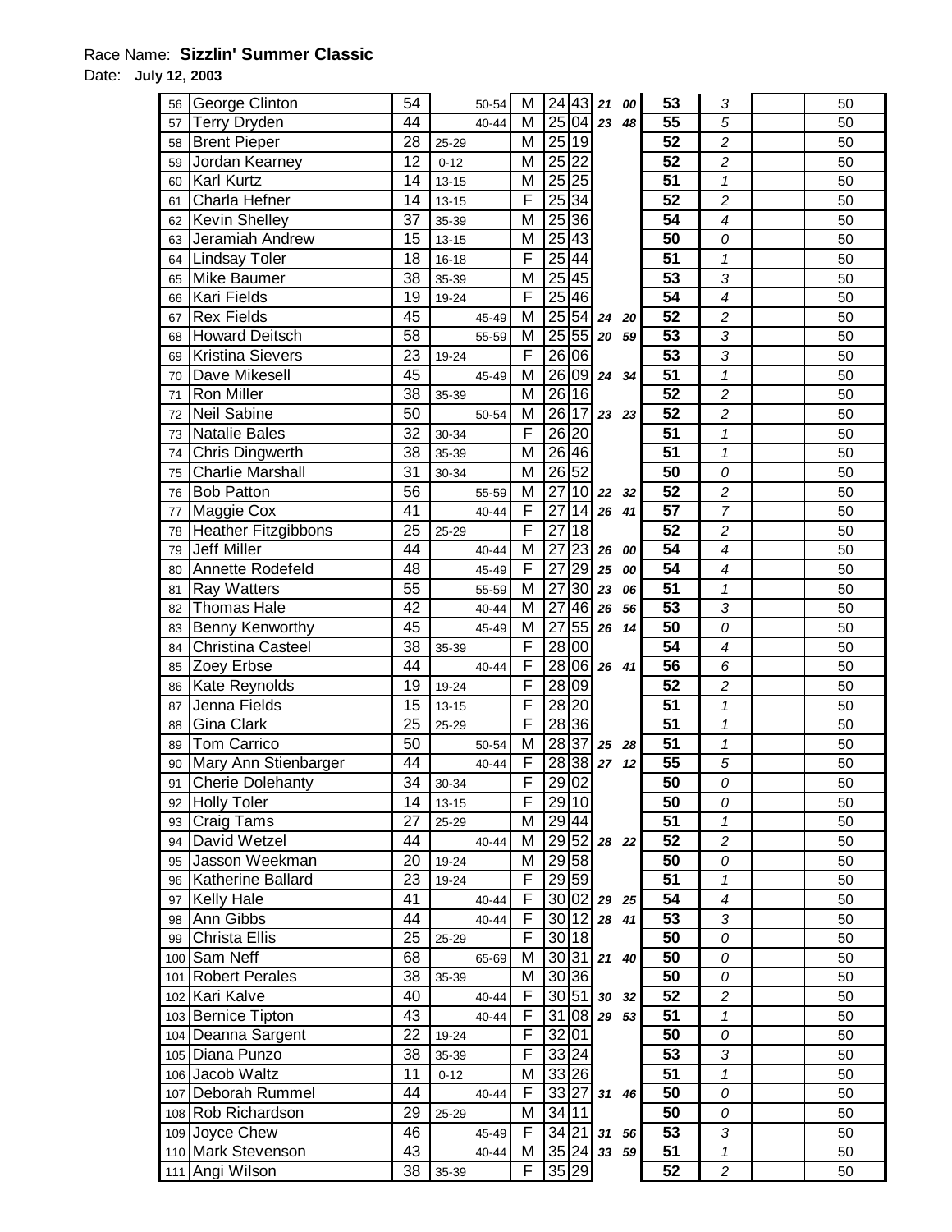Race Name: **Sizzlin' Summer Classic**

Date: **July 12, 2003**

| | | | | | | | | | | | | |
|---|---|---|---|---|---|---|---|---|---|---|---|---|
| 56 | George Clinton | 54 | 50-54 | M | 24 | 43 | 21 | 00 | 53 | 3 | | 50 |
| 57 | Terry Dryden | 44 | 40-44 | M | 25 | 04 | 23 | 48 | 55 | 5 | | 50 |
| 58 | Brent Pieper | 28 | 25-29 | M | 25 | 19 | | | 52 | 2 | | 50 |
| 59 | Jordan Kearney | 12 | 0-12 | M | 25 | 22 | | | 52 | 2 | | 50 |
| 60 | Karl Kurtz | 14 | 13-15 | M | 25 | 25 | | | 51 | 1 | | 50 |
| 61 | Charla Hefner | 14 | 13-15 | F | 25 | 34 | | | 52 | 2 | | 50 |
| 62 | Kevin Shelley | 37 | 35-39 | M | 25 | 36 | | | 54 | 4 | | 50 |
| 63 | Jeramiah Andrew | 15 | 13-15 | M | 25 | 43 | | | 50 | 0 | | 50 |
| 64 | Lindsay Toler | 18 | 16-18 | F | 25 | 44 | | | 51 | 1 | | 50 |
| 65 | Mike Baumer | 38 | 35-39 | M | 25 | 45 | | | 53 | 3 | | 50 |
| 66 | Kari Fields | 19 | 19-24 | F | 25 | 46 | | | 54 | 4 | | 50 |
| 67 | Rex Fields | 45 | 45-49 | M | 25 | 54 | 24 | 20 | 52 | 2 | | 50 |
| 68 | Howard Deitsch | 58 | 55-59 | M | 25 | 55 | 20 | 59 | 53 | 3 | | 50 |
| 69 | Kristina Sievers | 23 | 19-24 | F | 26 | 06 | | | 53 | 3 | | 50 |
| 70 | Dave Mikesell | 45 | 45-49 | M | 26 | 09 | 24 | 34 | 51 | 1 | | 50 |
| 71 | Ron Miller | 38 | 35-39 | M | 26 | 16 | | | 52 | 2 | | 50 |
| 72 | Neil Sabine | 50 | 50-54 | M | 26 | 17 | 23 | 23 | 52 | 2 | | 50 |
| 73 | Natalie Bales | 32 | 30-34 | F | 26 | 20 | | | 51 | 1 | | 50 |
| 74 | Chris Dingwerth | 38 | 35-39 | M | 26 | 46 | | | 51 | 1 | | 50 |
| 75 | Charlie Marshall | 31 | 30-34 | M | 26 | 52 | | | 50 | 0 | | 50 |
| 76 | Bob Patton | 56 | 55-59 | M | 27 | 10 | 22 | 32 | 52 | 2 | | 50 |
| 77 | Maggie Cox | 41 | 40-44 | F | 27 | 14 | 26 | 41 | 57 | 7 | | 50 |
| 78 | Heather Fitzgibbons | 25 | 25-29 | F | 27 | 18 | | | 52 | 2 | | 50 |
| 79 | Jeff Miller | 44 | 40-44 | M | 27 | 23 | 26 | 00 | 54 | 4 | | 50 |
| 80 | Annette Rodefeld | 48 | 45-49 | F | 27 | 29 | 25 | 00 | 54 | 4 | | 50 |
| 81 | Ray Watters | 55 | 55-59 | M | 27 | 30 | 23 | 06 | 51 | 1 | | 50 |
| 82 | Thomas Hale | 42 | 40-44 | M | 27 | 46 | 26 | 56 | 53 | 3 | | 50 |
| 83 | Benny Kenworthy | 45 | 45-49 | M | 27 | 55 | 26 | 14 | 50 | 0 | | 50 |
| 84 | Christina Casteel | 38 | 35-39 | F | 28 | 00 | | | 54 | 4 | | 50 |
| 85 | Zoey Erbse | 44 | 40-44 | F | 28 | 06 | 26 | 41 | 56 | 6 | | 50 |
| 86 | Kate Reynolds | 19 | 19-24 | F | 28 | 09 | | | 52 | 2 | | 50 |
| 87 | Jenna Fields | 15 | 13-15 | F | 28 | 20 | | | 51 | 1 | | 50 |
| 88 | Gina Clark | 25 | 25-29 | F | 28 | 36 | | | 51 | 1 | | 50 |
| 89 | Tom Carrico | 50 | 50-54 | M | 28 | 37 | 25 | 28 | 51 | 1 | | 50 |
| 90 | Mary Ann Stienbarger | 44 | 40-44 | F | 28 | 38 | 27 | 12 | 55 | 5 | | 50 |
| 91 | Cherie Dolehanty | 34 | 30-34 | F | 29 | 02 | | | 50 | 0 | | 50 |
| 92 | Holly Toler | 14 | 13-15 | F | 29 | 10 | | | 50 | 0 | | 50 |
| 93 | Craig Tams | 27 | 25-29 | M | 29 | 44 | | | 51 | 1 | | 50 |
| 94 | David Wetzel | 44 | 40-44 | M | 29 | 52 | 28 | 22 | 52 | 2 | | 50 |
| 95 | Jasson Weekman | 20 | 19-24 | M | 29 | 58 | | | 50 | 0 | | 50 |
| 96 | Katherine Ballard | 23 | 19-24 | F | 29 | 59 | | | 51 | 1 | | 50 |
| 97 | Kelly Hale | 41 | 40-44 | F | 30 | 02 | 29 | 25 | 54 | 4 | | 50 |
| 98 | Ann Gibbs | 44 | 40-44 | F | 30 | 12 | 28 | 41 | 53 | 3 | | 50 |
| 99 | Christa Ellis | 25 | 25-29 | F | 30 | 18 | | | 50 | 0 | | 50 |
| 100 | Sam Neff | 68 | 65-69 | M | 30 | 31 | 21 | 40 | 50 | 0 | | 50 |
| 101 | Robert Perales | 38 | 35-39 | M | 30 | 36 | | | 50 | 0 | | 50 |
| 102 | Kari Kalve | 40 | 40-44 | F | 30 | 51 | 30 | 32 | 52 | 2 | | 50 |
| 103 | Bernice Tipton | 43 | 40-44 | F | 31 | 08 | 29 | 53 | 51 | 1 | | 50 |
| 104 | Deanna Sargent | 22 | 19-24 | F | 32 | 01 | | | 50 | 0 | | 50 |
| 105 | Diana Punzo | 38 | 35-39 | F | 33 | 24 | | | 53 | 3 | | 50 |
| 106 | Jacob Waltz | 11 | 0-12 | M | 33 | 26 | | | 51 | 1 | | 50 |
| 107 | Deborah Rummel | 44 | 40-44 | F | 33 | 27 | 31 | 46 | 50 | 0 | | 50 |
| 108 | Rob Richardson | 29 | 25-29 | M | 34 | 11 | | | 50 | 0 | | 50 |
| 109 | Joyce Chew | 46 | 45-49 | F | 34 | 21 | 31 | 56 | 53 | 3 | | 50 |
| 110 | Mark Stevenson | 43 | 40-44 | M | 35 | 24 | 33 | 59 | 51 | 1 | | 50 |
| 111 | Angi Wilson | 38 | 35-39 | F | 35 | 29 | | | 52 | 2 | | 50 |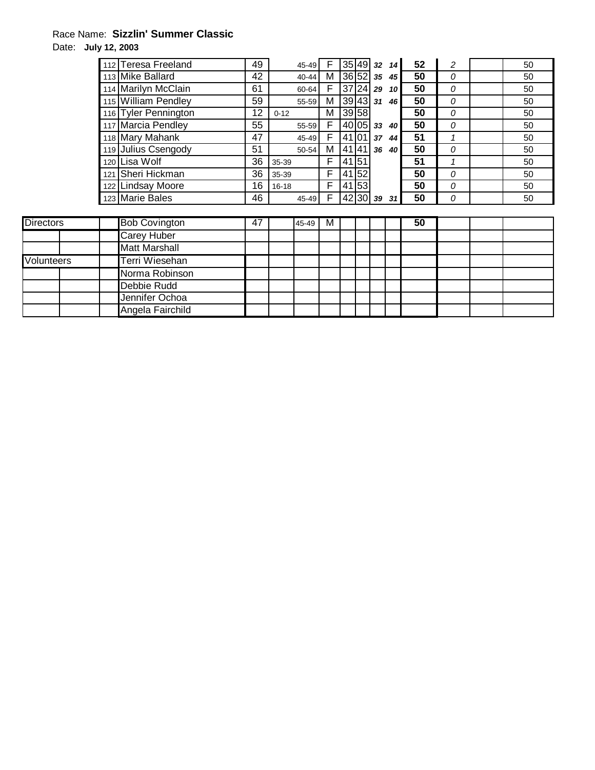Race Name: **Sizzlin' Summer Classic**

Date: **July 12, 2003**

| | | | | | | | | | | | | | | |
|---|---|---|---|---|---|---|---|---|---|---|---|---|---|---|
| 112 | Teresa Freeland | 49 | | 45-49 | F | 35 | 49 | 32 | 14 | 52 | 2 | | 50 |
| 113 | Mike Ballard | 42 | | 40-44 | M | 36 | 52 | 35 | 45 | 50 | 0 | | 50 |
| 114 | Marilyn McClain | 61 | | 60-64 | F | 37 | 24 | 29 | 10 | 50 | 0 | | 50 |
| 115 | William Pendley | 59 | | 55-59 | M | 39 | 43 | 31 | 46 | 50 | 0 | | 50 |
| 116 | Tyler Pennington | 12 | 0-12 | | M | 39 | 58 | | | 50 | 0 | | 50 |
| 117 | Marcia Pendley | 55 | | 55-59 | F | 40 | 05 | 33 | 40 | 50 | 0 | | 50 |
| 118 | Mary Mahank | 47 | | 45-49 | F | 41 | 01 | 37 | 44 | 51 | 1 | | 50 |
| 119 | Julius Csengody | 51 | | 50-54 | M | 41 | 41 | 36 | 40 | 50 | 0 | | 50 |
| 120 | Lisa Wolf | 36 | 35-39 | | F | 41 | 51 | | | 51 | 1 | | 50 |
| 121 | Sheri Hickman | 36 | 35-39 | | F | 41 | 52 | | | 50 | 0 | | 50 |
| 122 | Lindsay Moore | 16 | 16-18 | | F | 41 | 53 | | | 50 | 0 | | 50 |
| 123 | Marie Bales | 46 | | 45-49 | F | 42 | 30 | 39 | 31 | 50 | 0 | | 50 |

| | | | | | | | | | | | | |
|---|---|---|---|---|---|---|---|---|---|---|---|---|
| Directors | Bob Covington | 47 | | 45-49 | M | | | | | 50 | | | |
| | Carey Huber | | | | | | | | | | | | |
| | Matt Marshall | | | | | | | | | | | | |
| Volunteers | Terri Wiesehan | | | | | | | | | | | | |
| | Norma Robinson | | | | | | | | | | | | |
| | Debbie Rudd | | | | | | | | | | | | |
| | Jennifer Ochoa | | | | | | | | | | | | |
| | Angela Fairchild | | | | | | | | | | | | |